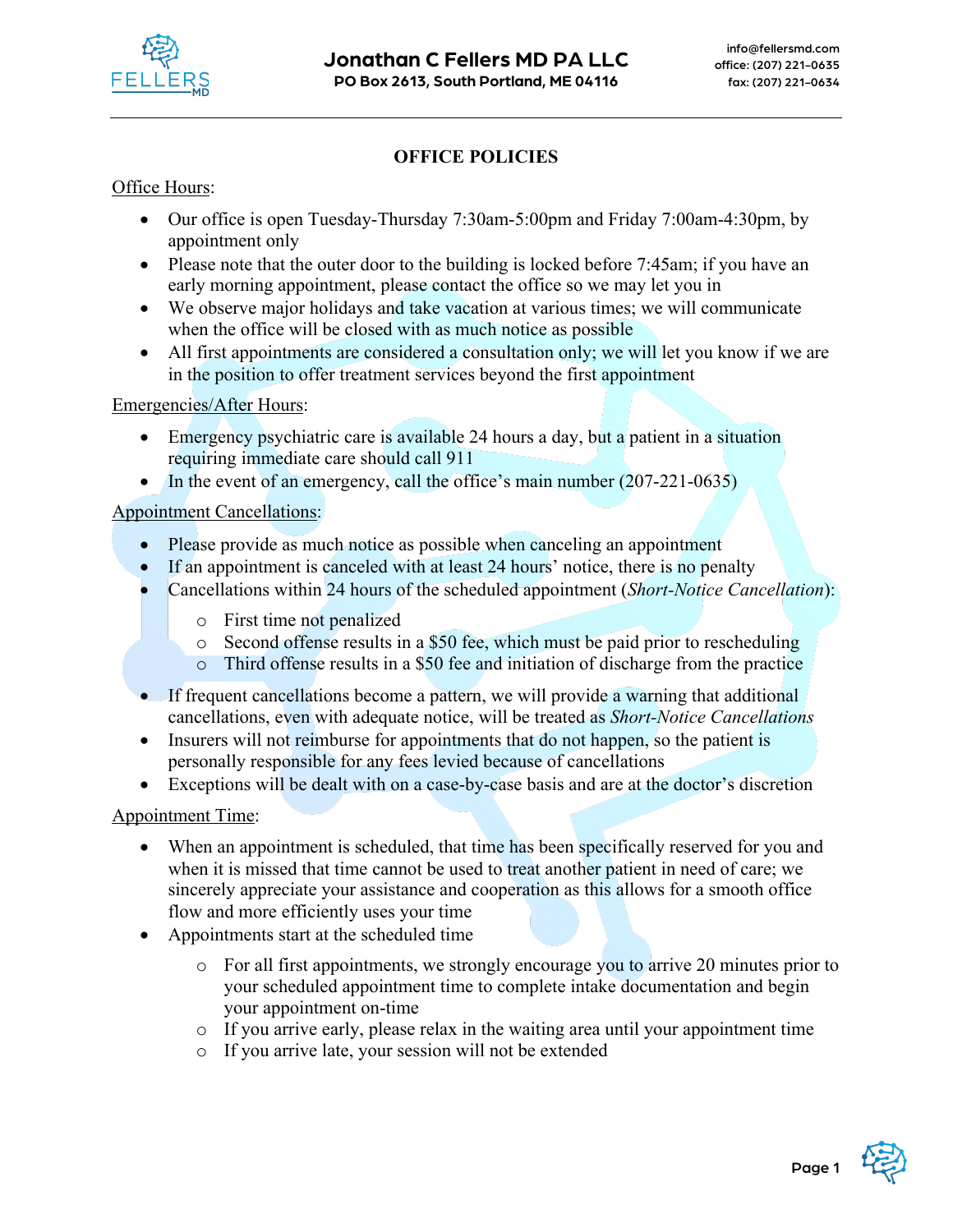# Jonathan C Fellers MD PA LLC

PO Box 2613, South Portland, ME 04116

info@fellersmd.com
office: (207) 221-0635
fax: (207) 221-0634

## OFFICE POLICIES

Office Hours:

- Our office is open Tuesday-Thursday 7:30am-5:00pm and Friday 7:00am-4:30pm, by appointment only
- Please note that the outer door to the building is locked before 7:45am; if you have an early morning appointment, please contact the office so we may let you in
- We observe major holidays and take vacation at various times; we will communicate when the office will be closed with as much notice as possible
- All first appointments are considered a consultation only; we will let you know if we are in the position to offer treatment services beyond the first appointment

Emergencies/After Hours:

- Emergency psychiatric care is available 24 hours a day, but a patient in a situation requiring immediate care should call 911
- In the event of an emergency, call the office's main number (207-221-0635)

Appointment Cancellations:

- Please provide as much notice as possible when canceling an appointment
- If an appointment is canceled with at least 24 hours' notice, there is no penalty
- Cancellations within 24 hours of the scheduled appointment (*Short-Notice Cancellation*):
    - First time not penalized
    - Second offense results in a $50 fee, which must be paid prior to rescheduling
    - Third offense results in a $50 fee and initiation of discharge from the practice
- If frequent cancellations become a pattern, we will provide a warning that additional cancellations, even with adequate notice, will be treated as *Short-Notice Cancellations*
- Insurers will not reimburse for appointments that do not happen, so the patient is personally responsible for any fees levied because of cancellations
- Exceptions will be dealt with on a case-by-case basis and are at the doctor's discretion

Appointment Time:

- When an appointment is scheduled, that time has been specifically reserved for you and when it is missed that time cannot be used to treat another patient in need of care; we sincerely appreciate your assistance and cooperation as this allows for a smooth office flow and more efficiently uses your time
- Appointments start at the scheduled time
    - For all first appointments, we strongly encourage you to arrive 20 minutes prior to your scheduled appointment time to complete intake documentation and begin your appointment on-time
    - If you arrive early, please relax in the waiting area until your appointment time
    - If you arrive late, your session will not be extended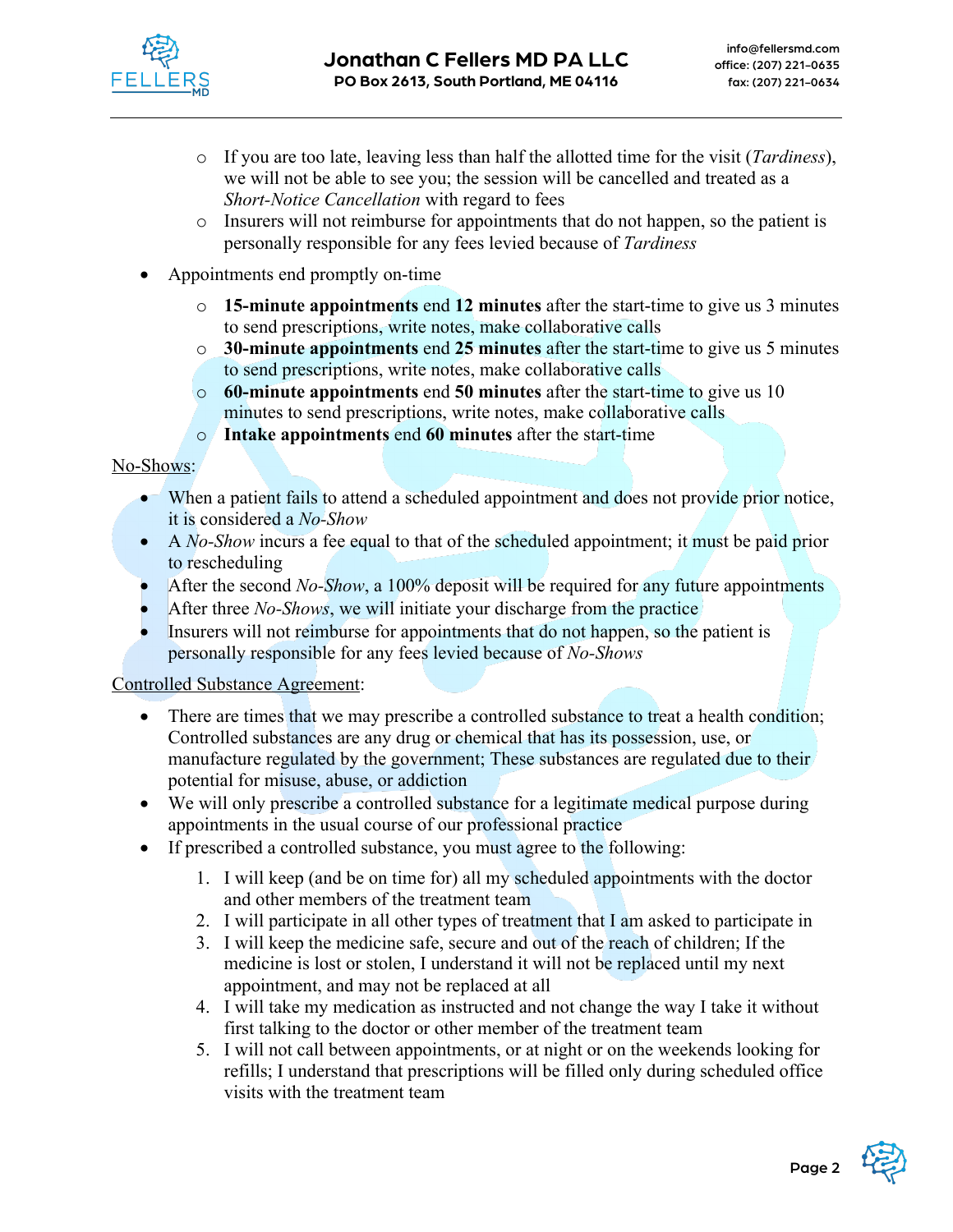- If you are too late, leaving less than half the allotted time for the visit (*Tardiness*), we will not be able to see you; the session will be cancelled and treated as a *Short-Notice Cancellation* with regard to fees
- Insurers will not reimburse for appointments that do not happen, so the patient is personally responsible for any fees levied because of *Tardiness*

- Appointments end promptly on-time
  - **15-minute appointments** end **12 minutes** after the start-time to give us 3 minutes to send prescriptions, write notes, make collaborative calls
  - **30-minute appointments** end **25 minutes** after the start-time to give us 5 minutes to send prescriptions, write notes, make collaborative calls
  - **60-minute appointments** end **50 minutes** after the start-time to give us 10 minutes to send prescriptions, write notes, make collaborative calls
  - **Intake appointments** end **60 minutes** after the start-time

<u>No-Shows</u>:

- When a patient fails to attend a scheduled appointment and does not provide prior notice, it is considered a *No-Show*
- A *No-Show* incurs a fee equal to that of the scheduled appointment; it must be paid prior to rescheduling
- After the second *No-Show*, a 100% deposit will be required for any future appointments
- After three *No-Shows*, we will initiate your discharge from the practice
- Insurers will not reimburse for appointments that do not happen, so the patient is personally responsible for any fees levied because of *No-Shows*

<u>Controlled Substance Agreement</u>:

- There are times that we may prescribe a controlled substance to treat a health condition; Controlled substances are any drug or chemical that has its possession, use, or manufacture regulated by the government; These substances are regulated due to their potential for misuse, abuse, or addiction
- We will only prescribe a controlled substance for a legitimate medical purpose during appointments in the usual course of our professional practice
- If prescribed a controlled substance, you must agree to the following:
  1. I will keep (and be on time for) all my scheduled appointments with the doctor and other members of the treatment team
  2. I will participate in all other types of treatment that I am asked to participate in
  3. I will keep the medicine safe, secure and out of the reach of children; If the medicine is lost or stolen, I understand it will not be replaced until my next appointment, and may not be replaced at all
  4. I will take my medication as instructed and not change the way I take it without first talking to the doctor or other member of the treatment team
  5. I will not call between appointments, or at night or on the weekends looking for refills; I understand that prescriptions will be filled only during scheduled office visits with the treatment team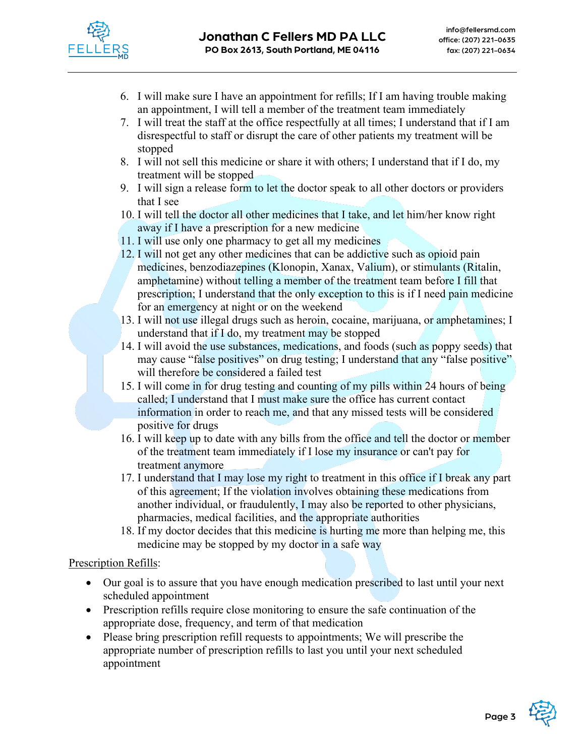6. I will make sure I have an appointment for refills; If I am having trouble making an appointment, I will tell a member of the treatment team immediately
7. I will treat the staff at the office respectfully at all times; I understand that if I am disrespectful to staff or disrupt the care of other patients my treatment will be stopped
8. I will not sell this medicine or share it with others; I understand that if I do, my treatment will be stopped
9. I will sign a release form to let the doctor speak to all other doctors or providers that I see
10. I will tell the doctor all other medicines that I take, and let him/her know right away if I have a prescription for a new medicine
11. I will use only one pharmacy to get all my medicines
12. I will not get any other medicines that can be addictive such as opioid pain medicines, benzodiazepines (Klonopin, Xanax, Valium), or stimulants (Ritalin, amphetamine) without telling a member of the treatment team before I fill that prescription; I understand that the only exception to this is if I need pain medicine for an emergency at night or on the weekend
13. I will not use illegal drugs such as heroin, cocaine, marijuana, or amphetamines; I understand that if I do, my treatment may be stopped
14. I will avoid the use substances, medications, and foods (such as poppy seeds) that may cause "false positives" on drug testing; I understand that any "false positive" will therefore be considered a failed test
15. I will come in for drug testing and counting of my pills within 24 hours of being called; I understand that I must make sure the office has current contact information in order to reach me, and that any missed tests will be considered positive for drugs
16. I will keep up to date with any bills from the office and tell the doctor or member of the treatment team immediately if I lose my insurance or can't pay for treatment anymore
17. I understand that I may lose my right to treatment in this office if I break any part of this agreement; If the violation involves obtaining these medications from another individual, or fraudulently, I may also be reported to other physicians, pharmacies, medical facilities, and the appropriate authorities
18. If my doctor decides that this medicine is hurting me more than helping me, this medicine may be stopped by my doctor in a safe way

Prescription Refills:

- Our goal is to assure that you have enough medication prescribed to last until your next scheduled appointment
- Prescription refills require close monitoring to ensure the safe continuation of the appropriate dose, frequency, and term of that medication
- Please bring prescription refill requests to appointments; We will prescribe the appropriate number of prescription refills to last you until your next scheduled appointment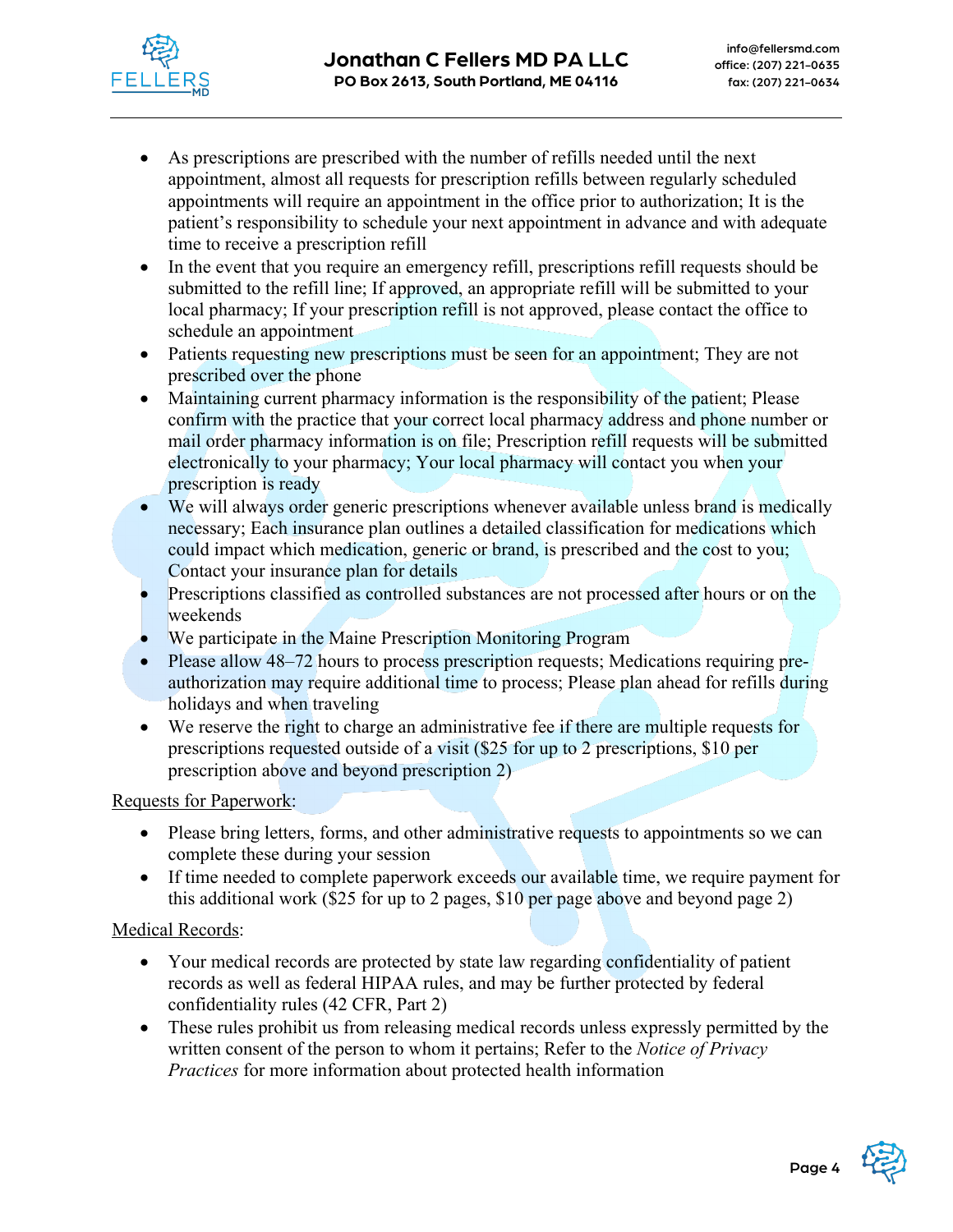- As prescriptions are prescribed with the number of refills needed until the next appointment, almost all requests for prescription refills between regularly scheduled appointments will require an appointment in the office prior to authorization; It is the patient's responsibility to schedule your next appointment in advance and with adequate time to receive a prescription refill
- In the event that you require an emergency refill, prescriptions refill requests should be submitted to the refill line; If approved, an appropriate refill will be submitted to your local pharmacy; If your prescription refill is not approved, please contact the office to schedule an appointment
- Patients requesting new prescriptions must be seen for an appointment; They are not prescribed over the phone
- Maintaining current pharmacy information is the responsibility of the patient; Please confirm with the practice that your correct local pharmacy address and phone number or mail order pharmacy information is on file; Prescription refill requests will be submitted electronically to your pharmacy; Your local pharmacy will contact you when your prescription is ready
- We will always order generic prescriptions whenever available unless brand is medically necessary; Each insurance plan outlines a detailed classification for medications which could impact which medication, generic or brand, is prescribed and the cost to you; Contact your insurance plan for details
- Prescriptions classified as controlled substances are not processed after hours or on the weekends
- We participate in the Maine Prescription Monitoring Program
- Please allow 48–72 hours to process prescription requests; Medications requiring pre-authorization may require additional time to process; Please plan ahead for refills during holidays and when traveling
- We reserve the right to charge an administrative fee if there are multiple requests for prescriptions requested outside of a visit ($25 for up to 2 prescriptions, $10 per prescription above and beyond prescription 2)

Requests for Paperwork:

- Please bring letters, forms, and other administrative requests to appointments so we can complete these during your session
- If time needed to complete paperwork exceeds our available time, we require payment for this additional work ($25 for up to 2 pages, $10 per page above and beyond page 2)

Medical Records:

- Your medical records are protected by state law regarding confidentiality of patient records as well as federal HIPAA rules, and may be further protected by federal confidentiality rules (42 CFR, Part 2)
- These rules prohibit us from releasing medical records unless expressly permitted by the written consent of the person to whom it pertains; Refer to the *Notice of Privacy Practices* for more information about protected health information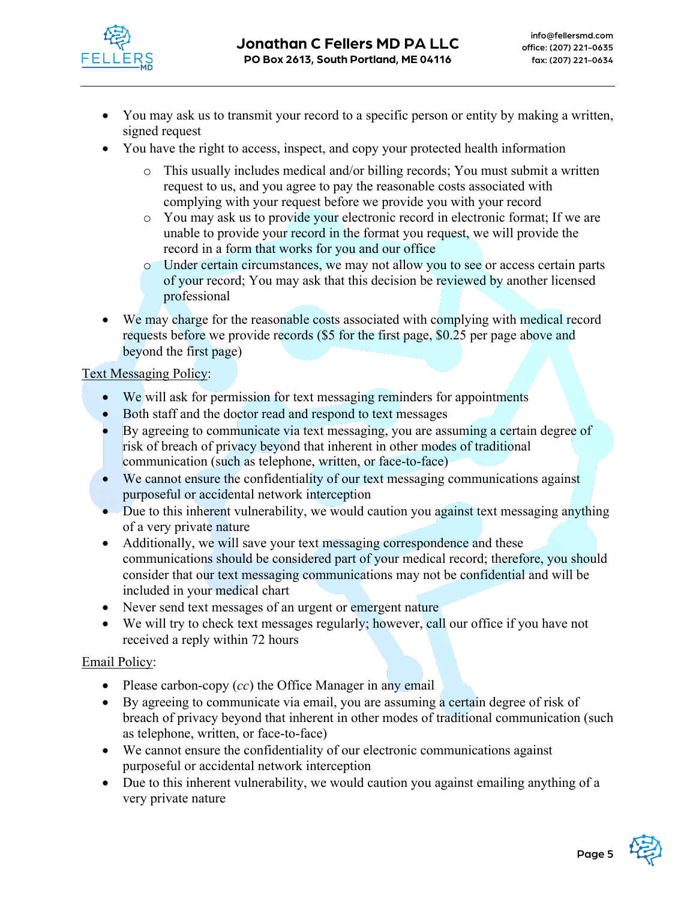- You may ask us to transmit your record to a specific person or entity by making a written, signed request
- You have the right to access, inspect, and copy your protected health information
    - This usually includes medical and/or billing records; You must submit a written request to us, and you agree to pay the reasonable costs associated with complying with your request before we provide you with your record
    - You may ask us to provide your electronic record in electronic format; If we are unable to provide your record in the format you request, we will provide the record in a form that works for you and our office
    - Under certain circumstances, we may not allow you to see or access certain parts of your record; You may ask that this decision be reviewed by another licensed professional
- We may charge for the reasonable costs associated with complying with medical record requests before we provide records ($5 for the first page, $0.25 per page above and beyond the first page)

<u>Text Messaging Policy</u>:

- We will ask for permission for text messaging reminders for appointments
- Both staff and the doctor read and respond to text messages
- By agreeing to communicate via text messaging, you are assuming a certain degree of risk of breach of privacy beyond that inherent in other modes of traditional communication (such as telephone, written, or face-to-face)
- We cannot ensure the confidentiality of our text messaging communications against purposeful or accidental network interception
- Due to this inherent vulnerability, we would caution you against text messaging anything of a very private nature
- Additionally, we will save your text messaging correspondence and these communications should be considered part of your medical record; therefore, you should consider that our text messaging communications may not be confidential and will be included in your medical chart
- Never send text messages of an urgent or emergent nature
- We will try to check text messages regularly; however, call our office if you have not received a reply within 72 hours

<u>Email Policy</u>:

- Please carbon-copy (*cc*) the Office Manager in any email
- By agreeing to communicate via email, you are assuming a certain degree of risk of breach of privacy beyond that inherent in other modes of traditional communication (such as telephone, written, or face-to-face)
- We cannot ensure the confidentiality of our electronic communications against purposeful or accidental network interception
- Due to this inherent vulnerability, we would caution you against emailing anything of a very private nature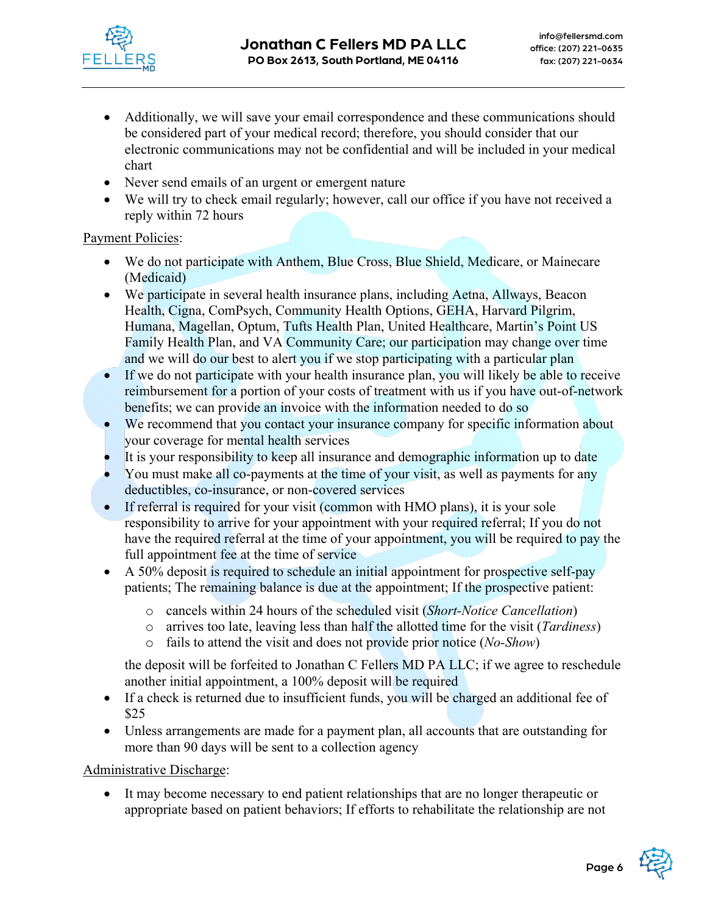- Additionally, we will save your email correspondence and these communications should be considered part of your medical record; therefore, you should consider that our electronic communications may not be confidential and will be included in your medical chart
- Never send emails of an urgent or emergent nature
- We will try to check email regularly; however, call our office if you have not received a reply within 72 hours

Payment Policies:

- We do not participate with Anthem, Blue Cross, Blue Shield, Medicare, or Mainecare (Medicaid)
- We participate in several health insurance plans, including Aetna, Allways, Beacon Health, Cigna, ComPsych, Community Health Options, GEHA, Harvard Pilgrim, Humana, Magellan, Optum, Tufts Health Plan, United Healthcare, Martin's Point US Family Health Plan, and VA Community Care; our participation may change over time and we will do our best to alert you if we stop participating with a particular plan
- If we do not participate with your health insurance plan, you will likely be able to receive reimbursement for a portion of your costs of treatment with us if you have out-of-network benefits; we can provide an invoice with the information needed to do so
- We recommend that you contact your insurance company for specific information about your coverage for mental health services
- It is your responsibility to keep all insurance and demographic information up to date
- You must make all co-payments at the time of your visit, as well as payments for any deductibles, co-insurance, or non-covered services
- If referral is required for your visit (common with HMO plans), it is your sole responsibility to arrive for your appointment with your required referral; If you do not have the required referral at the time of your appointment, you will be required to pay the full appointment fee at the time of service
- A 50% deposit is required to schedule an initial appointment for prospective self-pay patients; The remaining balance is due at the appointment; If the prospective patient:
  - cancels within 24 hours of the scheduled visit (*Short-Notice Cancellation*)
  - arrives too late, leaving less than half the allotted time for the visit (*Tardiness*)
  - fails to attend the visit and does not provide prior notice (*No-Show*)

  the deposit will be forfeited to Jonathan C Fellers MD PA LLC; if we agree to reschedule another initial appointment, a 100% deposit will be required
- If a check is returned due to insufficient funds, you will be charged an additional fee of $25
- Unless arrangements are made for a payment plan, all accounts that are outstanding for more than 90 days will be sent to a collection agency

Administrative Discharge:

- It may become necessary to end patient relationships that are no longer therapeutic or appropriate based on patient behaviors; If efforts to rehabilitate the relationship are not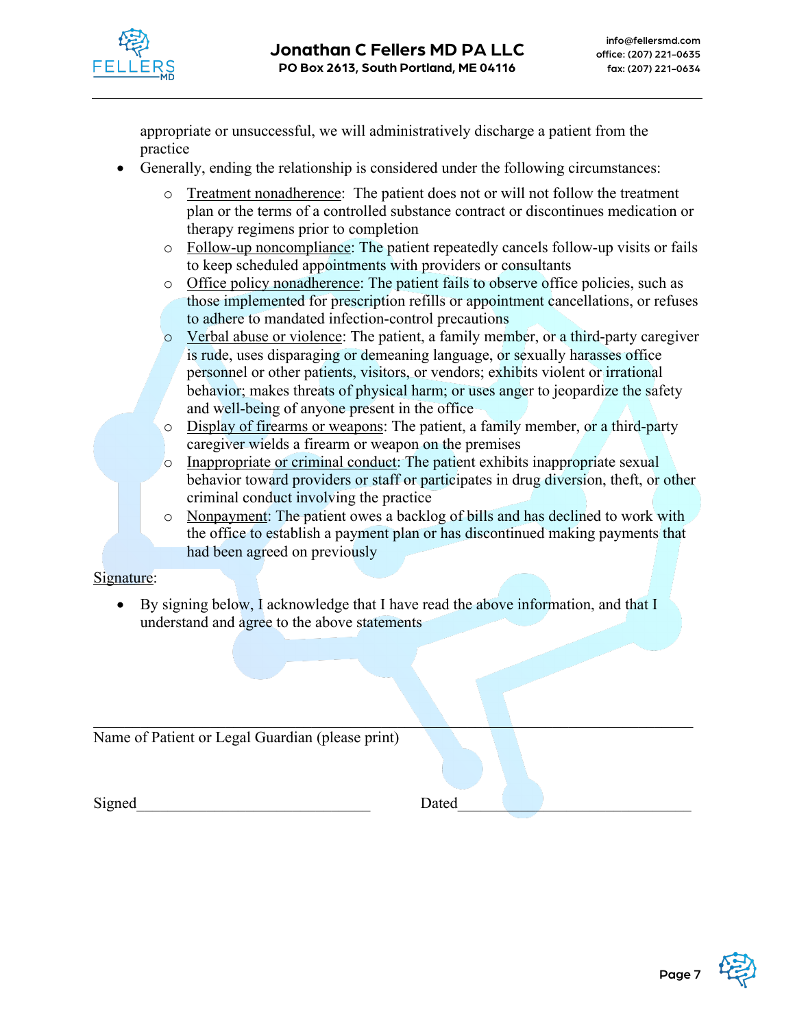appropriate or unsuccessful, we will administratively discharge a patient from the practice

- Generally, ending the relationship is considered under the following circumstances:
  - Treatment nonadherence: The patient does not or will not follow the treatment plan or the terms of a controlled substance contract or discontinues medication or therapy regimens prior to completion
  - Follow-up noncompliance: The patient repeatedly cancels follow-up visits or fails to keep scheduled appointments with providers or consultants
  - Office policy nonadherence: The patient fails to observe office policies, such as those implemented for prescription refills or appointment cancellations, or refuses to adhere to mandated infection-control precautions
  - Verbal abuse or violence: The patient, a family member, or a third-party caregiver is rude, uses disparaging or demeaning language, or sexually harasses office personnel or other patients, visitors, or vendors; exhibits violent or irrational behavior; makes threats of physical harm; or uses anger to jeopardize the safety and well-being of anyone present in the office
  - Display of firearms or weapons: The patient, a family member, or a third-party caregiver wields a firearm or weapon on the premises
  - Inappropriate or criminal conduct: The patient exhibits inappropriate sexual behavior toward providers or staff or participates in drug diversion, theft, or other criminal conduct involving the practice
  - Nonpayment: The patient owes a backlog of bills and has declined to work with the office to establish a payment plan or has discontinued making payments that had been agreed on previously

Signature:

- By signing below, I acknowledge that I have read the above information, and that I understand and agree to the above statements

\_\_\_\_\_\_\_\_\_\_\_\_\_\_\_\_\_\_\_\_\_\_\_\_\_\_\_\_\_\_\_\_\_\_\_\_\_\_\_\_\_\_\_\_\_\_\_\_\_\_\_\_\_\_\_\_\_\_\_\_

Name of Patient or Legal Guardian (please print)

Signed\_\_\_\_\_\_\_\_\_\_\_\_\_\_\_\_\_\_\_\_\_\_\_\_\_\_\_\_\_\_ Dated\_\_\_\_\_\_\_\_\_\_\_\_\_\_\_\_\_\_\_\_\_\_\_\_\_\_\_\_\_\_